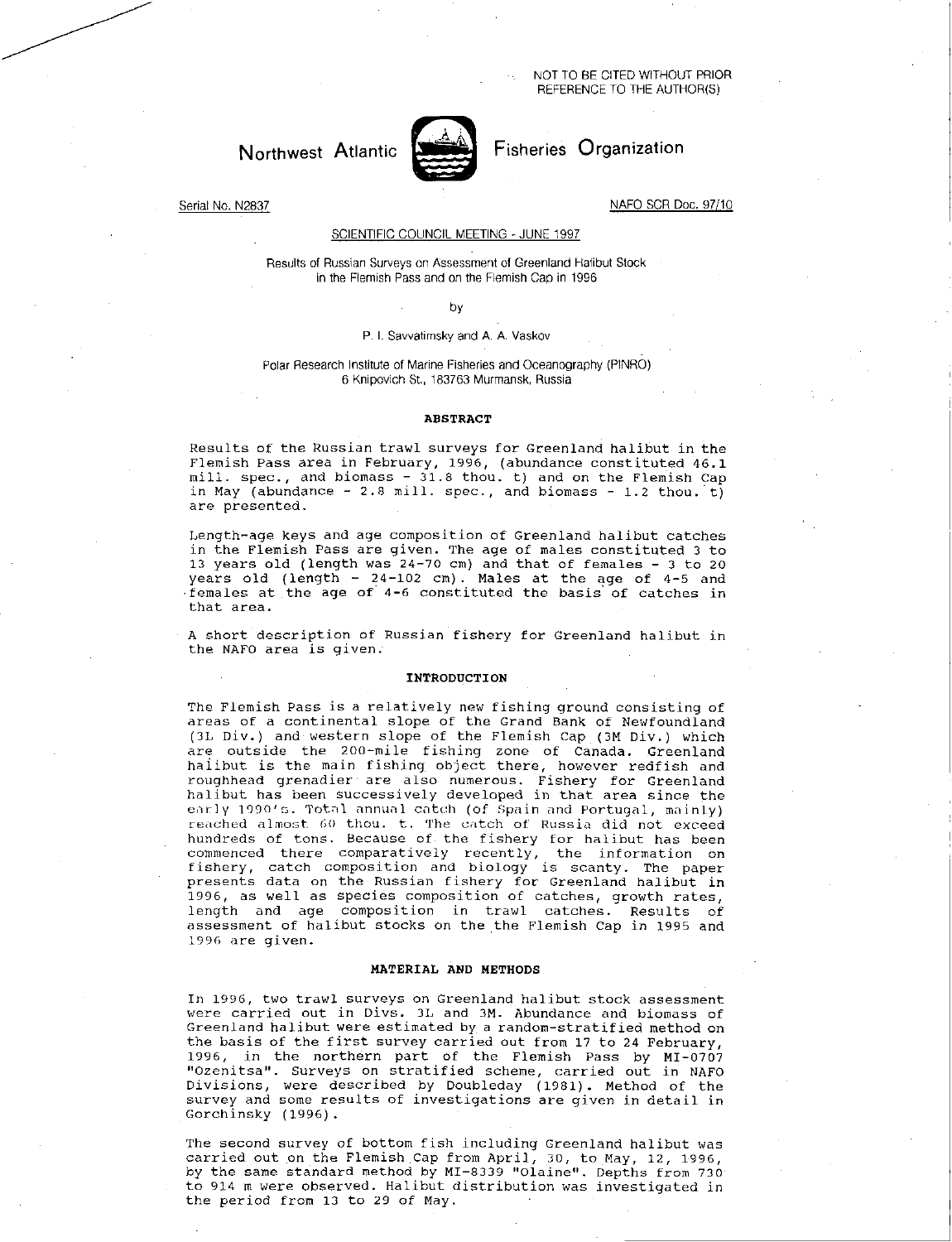NOT TO BE CITED WITHOUT PRIOR
REFERENCE TO THE AUTHOR(S)

Northwest Atlantic Fisheries Organization

Serial No. N2837

NAFO SCR Doc. 97/10

SCIENTIFIC COUNCIL MEETING - JUNE 1997

# Results of Russian Surveys on Assessment of Greenland Halibut Stock in the Flemish Pass and on the Flemish Cap in 1996

by

P. I. Savvatimsky and A. A. Vaskov

Polar Research Institute of Marine Fisheries and Oceanography (PINRO)
6 Knipovich St., 183763 Murmansk, Russia

## ABSTRACT

Results of the Russian trawl surveys for Greenland halibut in the Flemish Pass area in February, 1996, (abundance constituted 46.1 mill. spec., and biomass - 31.8 thou. t) and on the Flemish Cap in May (abundance - 2.8 mill. spec., and biomass - 1.2 thou. t) are presented.

Length-age keys and age composition of Greenland halibut catches in the Flemish Pass are given. The age of males constituted 3 to 13 years old (length was 24-70 cm) and that of females - 3 to 20 years old (length - 24-102 cm). Males at the age of 4-5 and females at the age of 4-6 constituted the basis of catches in that area.

A short description of Russian fishery for Greenland halibut in the NAFO area is given.

## INTRODUCTION

The Flemish Pass is a relatively new fishing ground consisting of areas of a continental slope of the Grand Bank of Newfoundland (3L Div.) and western slope of the Flemish Cap (3M Div.) which are outside the 200-mile fishing zone of Canada. Greenland halibut is the main fishing object there, however redfish and roughhead grenadier are also numerous. Fishery for Greenland halibut has been successively developed in that area since the early 1990's. Total annual catch (of Spain and Portugal, mainly) reached almost 60 thou. t. The catch of Russia did not exceed hundreds of tons. Because of the fishery for halibut has been commenced there comparatively recently, the information on fishery, catch composition and biology is scanty. The paper presents data on the Russian fishery for Greenland halibut in 1996, as well as species composition of catches, growth rates, length and age composition in trawl catches. Results of assessment of halibut stocks on the the Flemish Cap in 1995 and 1996 are given.

## MATERIAL AND METHODS

In 1996, two trawl surveys on Greenland halibut stock assessment were carried out in Divs. 3L and 3M. Abundance and biomass of Greenland halibut were estimated by a random-stratified method on the basis of the first survey carried out from 17 to 24 February, 1996, in the northern part of the Flemish Pass by MI-0707 "Ozenitsa". Surveys on stratified scheme, carried out in NAFO Divisions, were described by Doubleday (1981). Method of the survey and some results of investigations are given in detail in Gorchinsky (1996).

The second survey of bottom fish including Greenland halibut was carried out on the Flemish Cap from April, 30, to May, 12, 1996, by the same standard method by MI-8339 "Olaine". Depths from 730 to 914 m were observed. Halibut distribution was investigated in the period from 13 to 29 of May.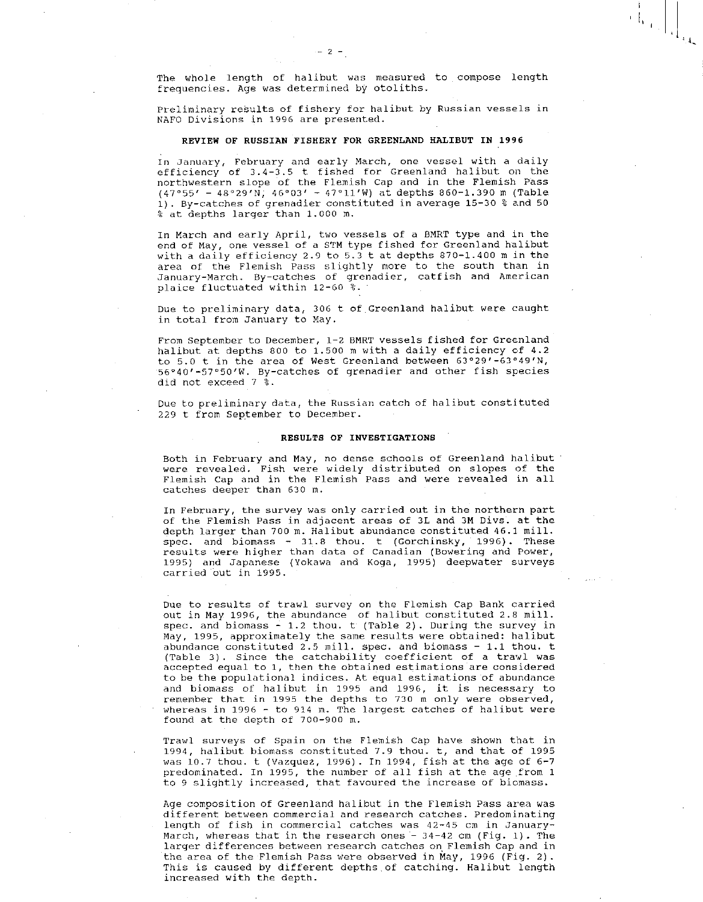The whole length of halibut was measured to compose length frequencies. Age was determined by otoliths.

Preliminary results of fishery for halibut by Russian vessels in NAFO Divisions in 1996 are presented.

## REVIEW OF RUSSIAN FISHERY FOR GREENLAND HALIBUT IN 1996

In January, February and early March, one vessel with a daily efficiency of 3.4-3.5 t fished for Greenland halibut on the northwestern slope of the Flemish Cap and in the Flemish Pass (47°55' - 48°29'N, 46°03' - 47°11'W) at depths 860-1.390 m (Table 1). By-catches of grenadier constituted in average 15-30 % and 50 % at depths larger than 1.000 m.

In March and early April, two vessels of a BMRT type and in the end of May, one vessel of a STM type fished for Greenland halibut with a daily efficiency 2.9 to 5.3 t at depths 870-1.400 m in the area of the Flemish Pass slightly more to the south than in January-March. By-catches of grenadier, catfish and American plaice fluctuated within 12-60 %.

Due to preliminary data, 306 t of Greenland halibut were caught in total from January to May.

From September to December, 1-2 BMRT vessels fished for Greenland halibut at depths 800 to 1.500 m with a daily efficiency of 4.2 to 5.0 t in the area of West Greenland between 63°29'-63°49'N, 56°40'-57°50'W. By-catches of grenadier and other fish species did not exceed 7 %.

Due to preliminary data, the Russian catch of halibut constituted 229 t from September to December.

## RESULTS OF INVESTIGATIONS

Both in February and May, no dense schools of Greenland halibut were revealed. Fish were widely distributed on slopes of the Flemish Cap and in the Flemish Pass and were revealed in all catches deeper than 630 m.

In February, the survey was only carried out in the northern part of the Flemish Pass in adjacent areas of 3L and 3M Divs. at the depth larger than 700 m. Halibut abundance constituted 46.1 mill. spec. and biomass - 31.8 thou. t (Gorchinsky, 1996). These results were higher than data of Canadian (Bowering and Power, 1995) and Japanese (Yokawa and Koga, 1995) deepwater surveys carried out in 1995.

Due to results of trawl survey on the Flemish Cap Bank carried out in May 1996, the abundance of halibut constituted 2.8 mill. spec. and biomass - 1.2 thou. t (Table 2). During the survey in May, 1995, approximately the same results were obtained: halibut abundance constituted 2.5 mill. spec. and biomass - 1.1 thou. t (Table 3). Since the catchability coefficient of a trawl was accepted equal to 1, then the obtained estimations are considered to be the populational indices. At equal estimations of abundance and biomass of halibut in 1995 and 1996, it is necessary to remember that in 1995 the depths to 730 m only were observed, whereas in 1996 - to 914 m. The largest catches of halibut were found at the depth of 700-900 m.

Trawl surveys of Spain on the Flemish Cap have shown that in 1994, halibut biomass constituted 7.9 thou. t, and that of 1995 was 10.7 thou. t (Vazquez, 1996). In 1994, fish at the age of 6-7 predominated. In 1995, the number of all fish at the age from 1 to 9 slightly increased, that favoured the increase of biomass.

Age composition of Greenland halibut in the Flemish Pass area was different between commercial and research catches. Predominating length of fish in commercial catches was 42-45 cm in January-March, whereas that in the research ones - 34-42 cm (Fig. 1). The larger differences between research catches on Flemish Cap and in the area of the Flemish Pass were observed in May, 1996 (Fig. 2). This is caused by different depths of catching. Halibut length increased with the depth.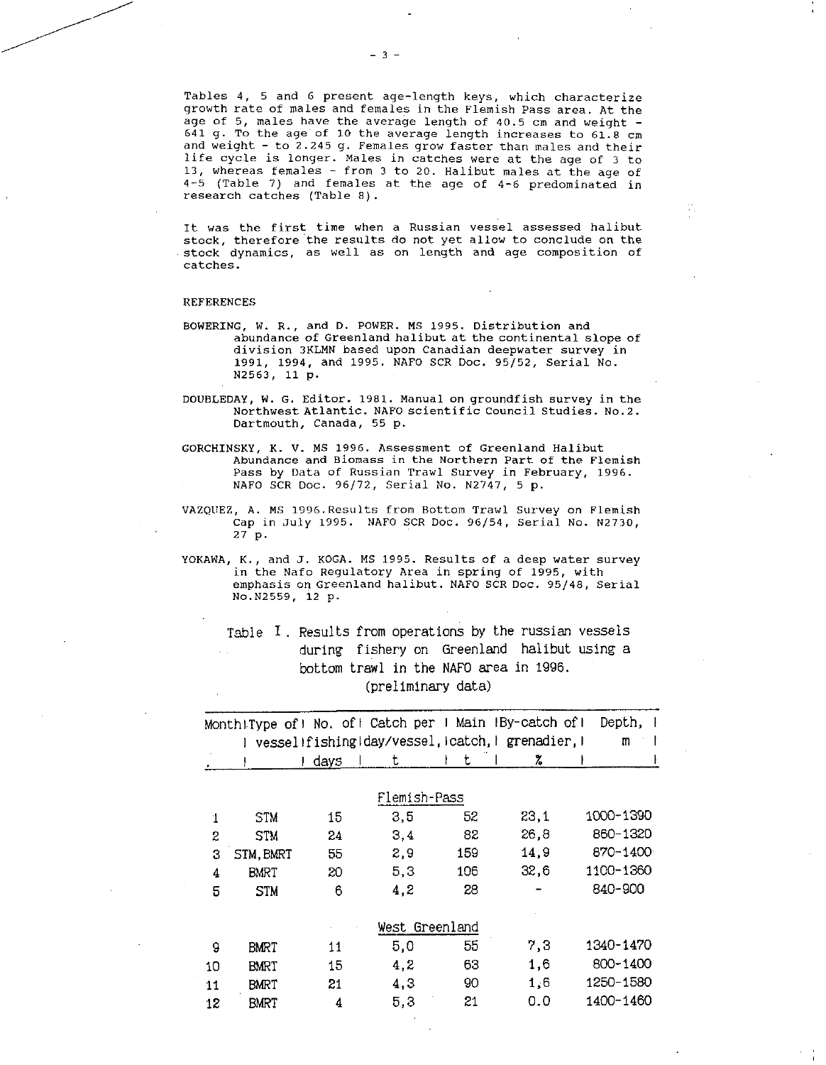Tables 4, 5 and 6 present age-length keys, which characterize growth rate of males and females in the Flemish Pass area. At the age of 5, males have the average length of 40.5 cm and weight - 641 g. To the age of 10 the average length increases to 61.8 cm and weight - to 2.245 g. Females grow faster than males and their life cycle is longer. Males in catches were at the age of 3 to 13, whereas females - from 3 to 20. Halibut males at the age of 4-5 (Table 7) and females at the age of 4-6 predominated in research catches (Table 8).

It was the first time when a Russian vessel assessed halibut stock, therefore the results do not yet allow to conclude on the stock dynamics, as well as on length and age composition of catches.

REFERENCES

BOWERING, W. R., and D. POWER. MS 1995. Distribution and abundance of Greenland halibut at the continental slope of division 3KLMN based upon Canadian deepwater survey in 1991, 1994, and 1995. NAFO SCR Doc. 95/52, Serial No. N2563, 11 p.

DOUBLEDAY, W. G. Editor. 1981. Manual on groundfish survey in the Northwest Atlantic. NAFO scientific Council Studies. No.2. Dartmouth, Canada, 55 p.

GORCHINSKY, K. V. MS 1996. Assessment of Greenland Halibut Abundance and Biomass in the Northern Part of the Flemish Pass by Data of Russian Trawl Survey in February, 1996. NAFO SCR Doc. 96/72, Serial No. N2747, 5 p.

VAZQUEZ, A. MS 1996.Results from Bottom Trawl Survey on Flemish Cap in July 1995. NAFO SCR Doc. 96/54, Serial No. N2730, 27 p.

YOKAWA, K., and J. KOGA. MS 1995. Results of a deep water survey in the Nafo Regulatory Area in spring of 1995, with emphasis on Greenland halibut. NAFO SCR Doc. 95/48, Serial No.N2559, 12 p.

Table I. Results from operations by the russian vessels during fishery on Greenland halibut using a bottom trawl in the NAFO area in 1996. (preliminary data)

| Month | Type of vessel | No. of fishing days | Catch per day/vessel, t | Main catch, t | By-catch of grenadier, % | Depth, m |
|---|---|---|---|---|---|---|
| | | | Flemish-Pass | | | |
| 1 | STM | 15 | 3,5 | 52 | 23,1 | 1000-1390 |
| 2 | STM | 24 | 3,4 | 82 | 26,8 | 860-1320 |
| 3 | STM, BMRT | 55 | 2,9 | 159 | 14,9 | 870-1400 |
| 4 | BMRT | 20 | 5,3 | 106 | 32,6 | 1100-1360 |
| 5 | STM | 6 | 4,2 | 28 | - | 840-900 |
| | | | West Greenland | | | |
| 9 | BMRT | 11 | 5,0 | 55 | 7,3 | 1340-1470 |
| 10 | BMRT | 15 | 4,2 | 63 | 1,6 | 800-1400 |
| 11 | BMRT | 21 | 4,3 | 90 | 1,6 | 1250-1580 |
| 12 | BMRT | 4 | 5,3 | 21 | 0.0 | 1400-1460 |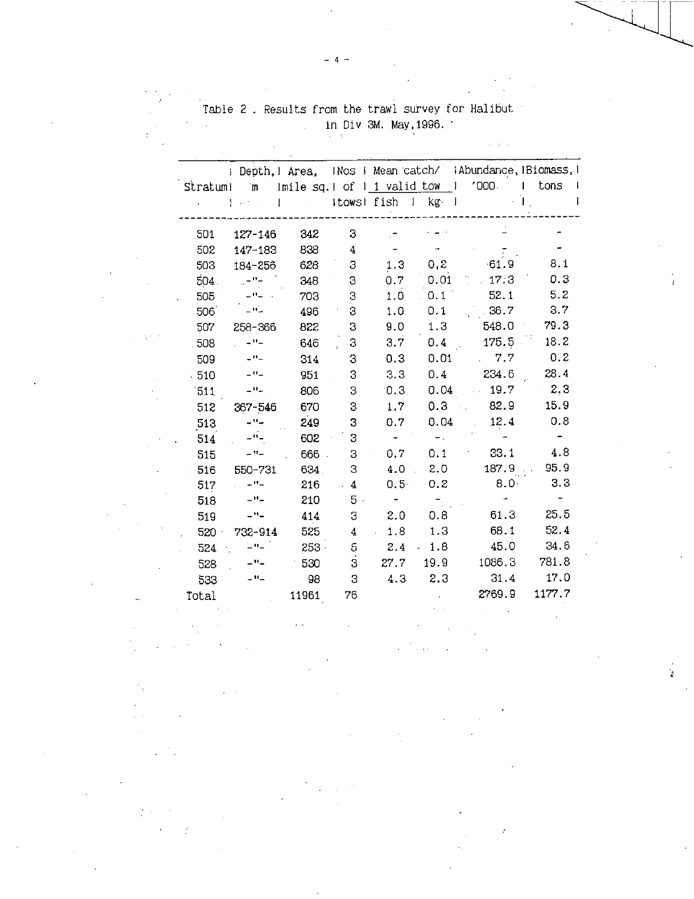Table 2 . Results from the trawl survey for Halibut in Div 3M. May,1996.

| Stratum | Depth, m | Area, mile sq. | Nos of tows | Mean catch/ 1 valid tow | | Abundance, '000 | Biomass, tons |
|---|---|---|---|---|---|---|---|
| | | | | fish | kg | | |
| 501 | 127-146 | 342 | 3 | - | - | - | - |
| 502 | 147-183 | 838 | 4 | - | - | - | - |
| 503 | 184-256 | 628 | 3 | 1.3 | 0,2 | 61.9 | 8.1 |
| 504 | -"- | 348 | 3 | 0.7 | 0.01 | 17.3 | 0.3 |
| 505 | -"- | 703 | 3 | 1.0 | 0.1 | 52.1 | 5.2 |
| 506 | -"- | 496 | 3 | 1.0 | 0.1 | 36.7 | 3.7 |
| 507 | 258-366 | 822 | 3 | 9.0 | 1.3 | 548.0 | 79.3 |
| 508 | -"- | 646 | 3 | 3.7 | 0.4 | 175.5 | 18.2 |
| 509 | -"- | 314 | 3 | 0.3 | 0.01 | 7.7 | 0.2 |
| 510 | -"- | 951 | 3 | 3.3 | 0.4 | 234.6 | 28.4 |
| 511 | -"- | 806 | 3 | 0.3 | 0.04 | 19.7 | 2.3 |
| 512 | 367-546 | 670 | 3 | 1.7 | 0.3 | 82.9 | 15.9 |
| 513 | -"- | 249 | 3 | 0.7 | 0.04 | 12.4 | 0.8 |
| 514 | -"- | 602 | 3 | - | - | - | - |
| 515 | -"- | 666 | 3 | 0.7 | 0.1 | 33.1 | 4.8 |
| 516 | 550-731 | 634 | 3 | 4.0 | 2.0 | 187.9 | 95.9 |
| 517 | -"- | 216 | 4 | 0.5 | 0.2 | 8.0 | 3.3 |
| 518 | -"- | 210 | 5 | - | - | - | - |
| 519 | -"- | 414 | 3 | 2.0 | 0.8 | 61.3 | 25.5 |
| 520 | 732-914 | 525 | 4 | 1.8 | 1.3 | 68.1 | 52.4 |
| 524 | -"- | 253 | 5 | 2.4 | 1.8 | 45.0 | 34.6 |
| 528 | -"- | 530 | 3 | 27.7 | 19.9 | 1086.3 | 781.8 |
| 533 | -"- | 98 | 3 | 4.3 | 2.3 | 31.4 | 17.0 |
| Total | | 11961 | 76 | | | 2769.9 | 1177.7 |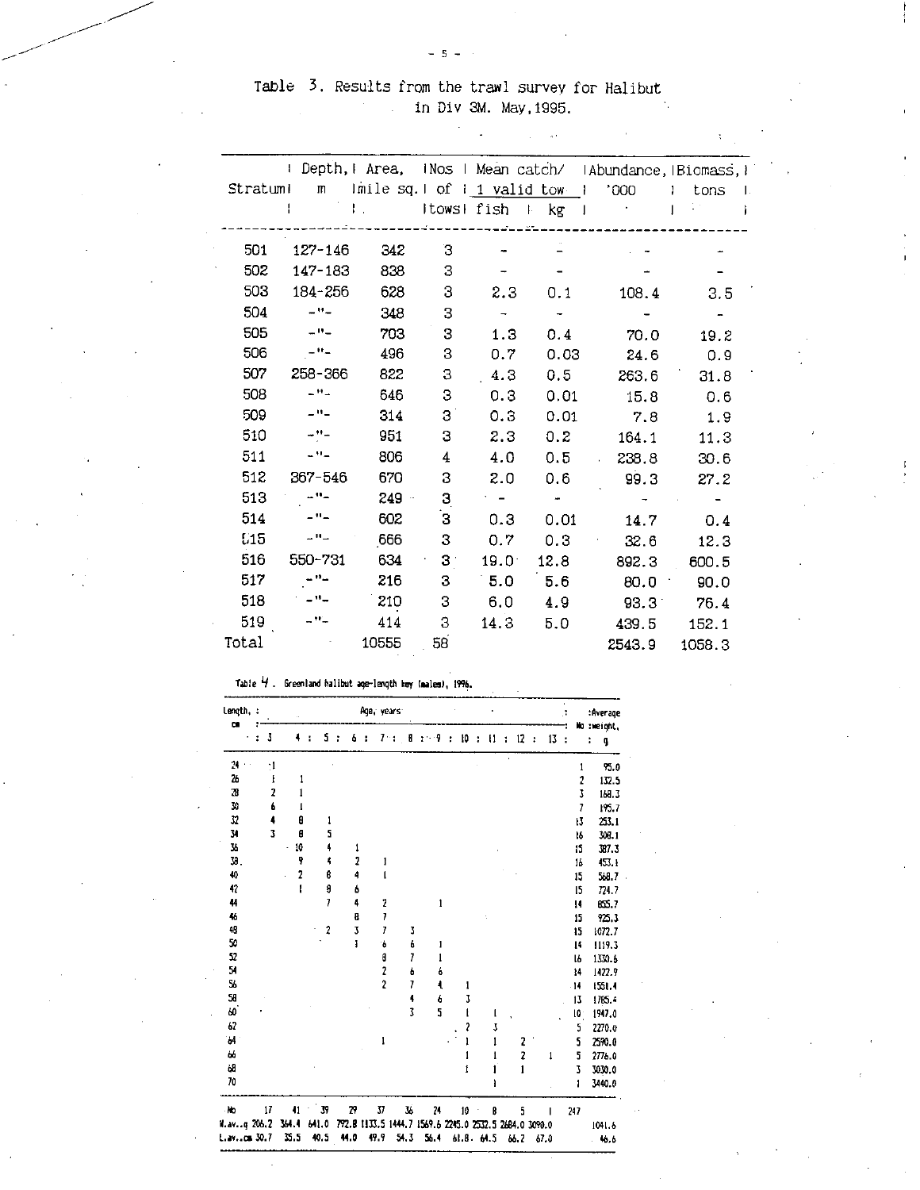Table 3. Results from the trawl survey for Halibut in Div 3M. May, 1995.

| Stratum | Depth, m | Area, mile sq. | Nos of tows | Mean catch/ 1 valid tow: fish | Mean catch/ 1 valid tow: kg | Abundance, '000 | Biomass, tons |
|---|---|---|---|---|---|---|---|
| 501 | 127-146 | 342 | 3 | - | - | - | - |
| 502 | 147-183 | 838 | 3 | - | - | - | - |
| 503 | 184-256 | 628 | 3 | 2.3 | 0.1 | 108.4 | 3.5 |
| 504 | -"- | 348 | 3 | - | - | - | - |
| 505 | -"- | 703 | 3 | 1.3 | 0.4 | 70.0 | 19.2 |
| 506 | -"- | 496 | 3 | 0.7 | 0.03 | 24.6 | 0.9 |
| 507 | 258-366 | 822 | 3 | 4.3 | 0.5 | 263.6 | 31.8 |
| 508 | -"- | 646 | 3 | 0.3 | 0.01 | 15.8 | 0.6 |
| 509 | -"- | 314 | 3 | 0.3 | 0.01 | 7.8 | 1.9 |
| 510 | -"- | 951 | 3 | 2.3 | 0.2 | 164.1 | 11.3 |
| 511 | -"- | 806 | 4 | 4.0 | 0.5 | 238.8 | 30.6 |
| 512 | 367-546 | 670 | 3 | 2.0 | 0.6 | 99.3 | 27.2 |
| 513 | -"- | 249 | 3 | - | - | - | - |
| 514 | -"- | 602 | 3 | 0.3 | 0.01 | 14.7 | 0.4 |
| 515 | -"- | 666 | 3 | 0.7 | 0.3 | 32.6 | 12.3 |
| 516 | 550-731 | 634 | 3 | 19.0 | 12.8 | 892.3 | 600.5 |
| 517 | -"- | 216 | 3 | 5.0 | 5.6 | 80.0 | 90.0 |
| 518 | -"- | 210 | 3 | 6.0 | 4.9 | 93.3 | 76.4 |
| 519 | -"- | 414 | 3 | 14.3 | 5.0 | 439.5 | 152.1 |
| Total | | 10555 | 58 | | | 2543.9 | 1058.3 |

Table 4. Greenland halibut age-length key (males), 1996.

| Length, cm | Age, years: 3 | 4 | 5 | 6 | 7 | 8 | 9 | 10 | 11 | 12 | 13 | No | Average weight, g |
|---|---|---|---|---|---|---|---|---|---|---|---|---|---|
| 24 | 1 | | | | | | | | | | | 1 | 95.0 |
| 26 | 1 | 1 | | | | | | | | | | 2 | 132.5 |
| 28 | 2 | 1 | | | | | | | | | | 3 | 168.3 |
| 30 | 6 | 1 | | | | | | | | | | 7 | 195.7 |
| 32 | 4 | 8 | 1 | | | | | | | | | 13 | 253.1 |
| 34 | 3 | 8 | 5 | | | | | | | | | 16 | 308.1 |
| 36 | | 10 | 4 | 1 | | | | | | | | 15 | 387.3 |
| 38 | | 9 | 4 | 2 | 1 | | | | | | | 16 | 453.1 |
| 40 | | 2 | 8 | 4 | 1 | | | | | | | 15 | 568.7 |
| 42 | | 1 | 8 | 6 | | | | | | | | 15 | 724.7 |
| 44 | | | 7 | 4 | 2 | | 1 | | | | | 14 | 855.7 |
| 46 | | | | 8 | 7 | | | | | | | 15 | 925.3 |
| 48 | | | 2 | 3 | 7 | 3 | | | | | | 15 | 1072.7 |
| 50 | | | | 1 | 6 | 6 | 1 | | | | | 14 | 1119.3 |
| 52 | | | | | 8 | 7 | 1 | | | | | 16 | 1330.6 |
| 54 | | | | | 2 | 6 | 6 | | | | | 14 | 1422.9 |
| 56 | | | | | 2 | 7 | 4 | 1 | | | | 14 | 1551.4 |
| 58 | | | | | | 4 | 6 | 3 | | | | 13 | 1785.4 |
| 60 | | | | | | 3 | 5 | 1 | 1 | | | 10 | 1947.0 |
| 62 | | | | | | | | 2 | 3 | | | 5 | 2270.0 |
| 64 | | | | | 1 | | | 1 | 1 | 2 | | 5 | 2590.0 |
| 66 | | | | | | | | 1 | 1 | 2 | 1 | 5 | 2776.0 |
| 68 | | | | | | | | 1 | 1 | 1 | | 3 | 3030.0 |
| 70 | | | | | | | | | 1 | | | 1 | 3440.0 |
| No | 17 | 41 | 39 | 29 | 37 | 36 | 24 | 10 | 8 | 5 | 1 | 247 | |
| W.av., g | 206.2 | 364.4 | 641.0 | 792.8 | 1133.5 | 1444.7 | 1569.6 | 2245.0 | 2532.5 | 2684.0 | 3090.0 | | 1041.6 |
| L.av., cm | 30.7 | 35.5 | 40.5 | 44.0 | 49.9 | 54.3 | 56.4 | 61.8 | 64.5 | 66.2 | 67.0 | | 46.6 |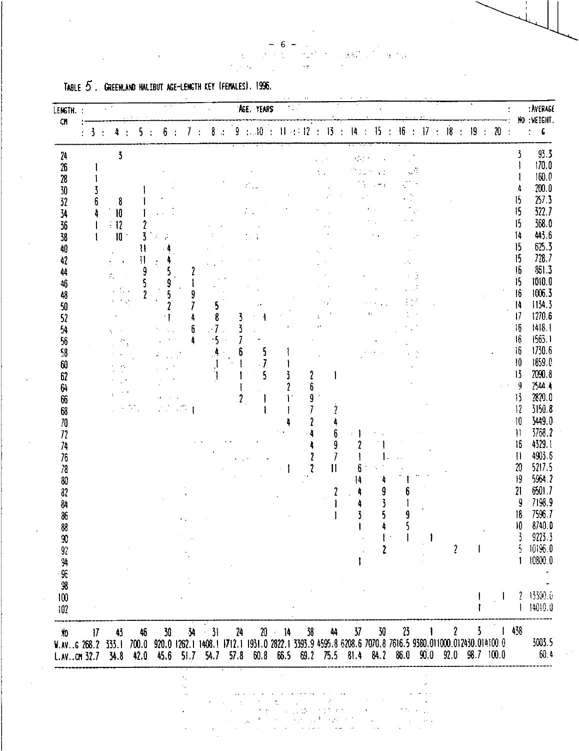TABLE 5. GREENLAND HALIBUT AGE-LENGTH KEY (FEMALES). 1996.

| LENGTH. CM | AGE. YEARS | | | | | | | | | | | | | | | | | | NO | AVERAGE WEIGHT. G |
|---|---|---|---|---|---|---|---|---|---|---|---|---|---|---|---|---|---|---|---|---|
| | 3 | 4 | 5 | 6 | 7 | 8 | 9 | 10 | 11 | 12 | 13 | 14 | 15 | 16 | 17 | 18 | 19 | 20 | | |
| 24 | | 3 | | | | | | | | | | | | | | | | | 3 | 93.3 |
| 26 | 1 | | | | | | | | | | | | | | | | | | 1 | 170.0 |
| 28 | 1 | | | | | | | | | | | | | | | | | | 1 | 160.0 |
| 30 | 3 | | 1 | | | | | | | | | | | | | | | | 4 | 200.0 |
| 32 | 6 | 8 | 1 | | | | | | | | | | | | | | | | 15 | 257.3 |
| 34 | 4 | 10 | 1 | | | | | | | | | | | | | | | | 15 | 322.7 |
| 36 | 1 | 12 | 2 | | | | | | | | | | | | | | | | 15 | 368.0 |
| 38 | 1 | 10 | 3 | | | | | | | | | | | | | | | | 14 | 443.6 |
| 40 | | | 11 | 4 | | | | | | | | | | | | | | | 15 | 625.3 |
| 42 | | | 11 | 4 | | | | | | | | | | | | | | | 15 | 728.7 |
| 44 | | | 9 | 5 | 2 | | | | | | | | | | | | | | 16 | 861.3 |
| 46 | | | 5 | 9 | 1 | | | | | | | | | | | | | | 15 | 1010.0 |
| 48 | | | 2 | 5 | 9 | | | | | | | | | | | | | | 16 | 1006.3 |
| 50 | | | | 2 | 7 | 5 | | | | | | | | | | | | | 14 | 1134.3 |
| 52 | | | | 1 | 4 | 8 | 3 | 1 | | | | | | | | | | | 17 | 1270.6 |
| 54 | | | | | 6 | 7 | 3 | | | | | | | | | | | | 16 | 1418.1 |
| 56 | | | | | 4 | 5 | 7 | | | | | | | | | | | | 16 | 1563.1 |
| 58 | | | | | | 4 | 6 | 5 | 1 | | | | | | | | | | 16 | 1730.6 |
| 60 | | | | | | 1 | 1 | 7 | 1 | | | | | | | | | | 10 | 1859.0 |
| 62 | | | | | | 1 | 1 | 5 | 3 | 2 | 1 | | | | | | | | 13 | 2090.8 |
| 64 | | | | | | | 1 | | 2 | 6 | | | | | | | | | 9 | 2544.4 |
| 66 | | | | | | | 2 | 1 | 1 | 9 | | | | | | | | | 13 | 2820.0 |
| 68 | | | | | 1 | | | 1 | 1 | 7 | 2 | | | | | | | | 12 | 3150.8 |
| 70 | | | | | | | | | 4 | 2 | 4 | | | | | | | | 10 | 3449.0 |
| 72 | | | | | | | | | | 4 | 6 | 1 | | | | | | | 11 | 3768.2 |
| 74 | | | | | | | | | | 4 | 9 | 2 | 1 | | | | | | 16 | 4329.1 |
| 76 | | | | | | | | | | 2 | 7 | 1 | 1 | | | | | | 11 | 4903.6 |
| 78 | | | | | | | | | 1 | 2 | 11 | 6 | | | | | | | 20 | 5217.5 |
| 80 | | | | | | | | | | | | 14 | 4 | 1 | | | | | 19 | 5964.2 |
| 82 | | | | | | | | | | | 2 | 4 | 9 | 6 | | | | | 21 | 6501.7 |
| 84 | | | | | | | | | | | 1 | 4 | 3 | 1 | | | | | 9 | 7198.9 |
| 86 | | | | | | | | | | | 1 | 3 | 5 | 9 | | | | | 18 | 7596.7 |
| 88 | | | | | | | | | | | | 1 | 4 | 5 | | | | | 10 | 8740.0 |
| 90 | | | | | | | | | | | | | 1 | 1 | 1 | | | | 3 | 9223.3 |
| 92 | | | | | | | | | | | | | 2 | | | 2 | 1 | | 5 | 10196.0 |
| 94 | | | | | | | | | | | | 1 | | | | | | | 1 | 10800.0 |
| 96 | | | | | | | | | | | | | | | | | | | | - |
| 98 | | | | | | | | | | | | | | | | | | | | - |
| 100 | | | | | | | | | | | | | | | | | 1 | 1 | 2 | 13300.0 |
| 102 | | | | | | | | | | | | | | | | | 1 | | 1 | 14010.0 |
| NO | 17 | 43 | 46 | 30 | 34 | 31 | 24 | 20 | 14 | 38 | 44 | 37 | 30 | 23 | 1 | 2 | 3 | 1 | 438 | |
| W.AV..G | 268.2 | 333.1 | 700.0 | 920.0 | 1262.1 | 1408.1 | 1712.1 | 1931.0 | 2822.1 | 3393.9 | 4595.8 | 6208.6 | 7070.8 | 7616.5 | 9380.0 | 11000.0 | 12430.0 | 14100.0 | | 3003.5 |
| L.AV..CM | 32.7 | 34.8 | 42.0 | 45.6 | 51.7 | 54.7 | 57.8 | 60.8 | 66.5 | 69.2 | 75.5 | 81.4 | 84.2 | 86.0 | 90.0 | 92.0 | 98.7 | 100.0 | | 60.4 |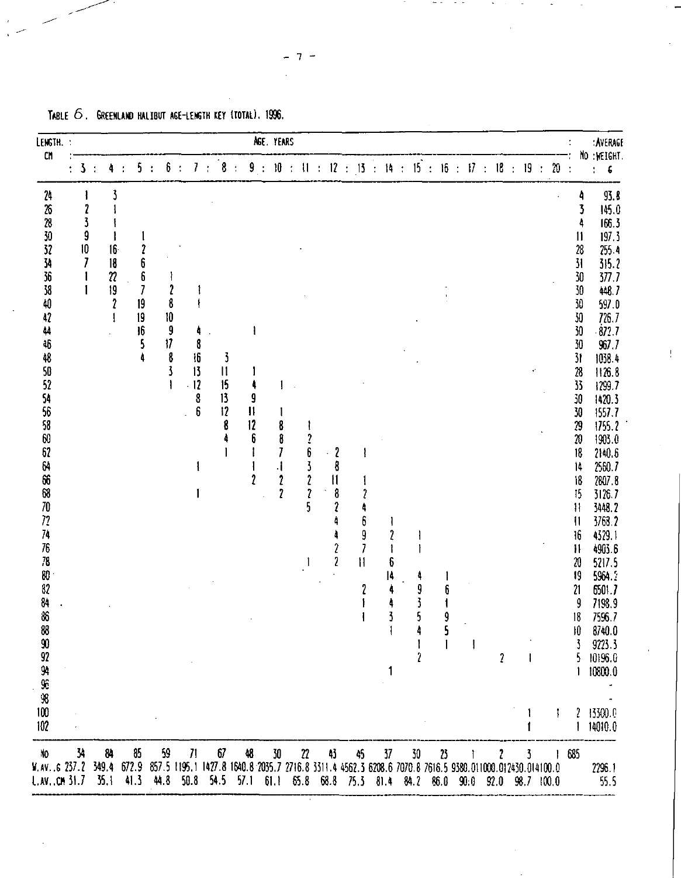TABLE 6. GREENLAND HALIBUT AGE-LENGTH KEY (TOTAL). 1996.

| LENGTH, CM | AGE, YEARS 3 | 4 | 5 | 6 | 7 | 8 | 9 | 10 | 11 | 12 | 13 | 14 | 15 | 16 | 17 | 18 | 19 | 20 | NO | AVERAGE WEIGHT, G |
|---|---|---|---|---|---|---|---|---|---|---|---|---|---|---|---|---|---|---|---|---|
| 24 | 1 | 3 | | | | | | | | | | | | | | | | | 4 | 93.8 |
| 26 | 2 | 1 | | | | | | | | | | | | | | | | | 3 | 145.0 |
| 28 | 3 | 1 | | | | | | | | | | | | | | | | | 4 | 166.3 |
| 30 | 9 | 1 | 1 | | | | | | | | | | | | | | | | 11 | 197.3 |
| 32 | 10 | 16 | 2 | | | | | | | | | | | | | | | | 28 | 255.4 |
| 34 | 7 | 18 | 6 | | | | | | | | | | | | | | | | 31 | 315.2 |
| 36 | 1 | 22 | 6 | 1 | | | | | | | | | | | | | | | 30 | 377.7 |
| 38 | 1 | 19 | 7 | 2 | 1 | | | | | | | | | | | | | | 30 | 448.7 |
| 40 | | 2 | 19 | 8 | 1 | | | | | | | | | | | | | | 30 | 597.0 |
| 42 | | 1 | 19 | 10 | | | | | | | | | | | | | | | 30 | 726.7 |
| 44 | | | 16 | 9 | 4 | | 1 | | | | | | | | | | | | 30 | 872.7 |
| 46 | | | 5 | 17 | 8 | | | | | | | | | | | | | | 30 | 967.7 |
| 48 | | | 4 | 8 | 16 | 3 | | | | | | | | | | | | | 31 | 1038.4 |
| 50 | | | | 3 | 13 | 11 | 1 | | | | | | | | | | | | 28 | 1126.8 |
| 52 | | | | 1 | 12 | 15 | 4 | 1 | | | | | | | | | | | 33 | 1299.7 |
| 54 | | | | | 8 | 13 | 9 | | | | | | | | | | | | 30 | 1420.3 |
| 56 | | | | | 6 | 12 | 11 | 1 | | | | | | | | | | | 30 | 1557.7 |
| 58 | | | | | | 8 | 12 | 8 | 1 | | | | | | | | | | 29 | 1755.2 |
| 60 | | | | | | 4 | 6 | 8 | 2 | | | | | | | | | | 20 | 1903.0 |
| 62 | | | | | | 1 | 1 | 7 | 6 | 2 | 1 | | | | | | | | 18 | 2140.6 |
| 64 | | | | | 1 | | 1 | 1 | 3 | 8 | | | | | | | | | 14 | 2560.7 |
| 66 | | | | | | | 2 | 2 | 2 | 11 | 1 | | | | | | | | 18 | 2807.8 |
| 68 | | | | | 1 | | | 2 | 2 | 8 | 2 | | | | | | | | 15 | 3126.7 |
| 70 | | | | | | | | | 5 | 2 | 4 | | | | | | | | 11 | 3448.2 |
| 72 | | | | | | | | | | 4 | 6 | 1 | | | | | | | 11 | 3768.2 |
| 74 | | | | | | | | | | 4 | 9 | 2 | 1 | | | | | | 16 | 4329.1 |
| 76 | | | | | | | | | | 2 | 7 | 1 | 1 | | | | | | 11 | 4903.6 |
| 78 | | | | | | | | | 1 | 2 | 11 | 6 | | | | | | | 20 | 5217.5 |
| 80 | | | | | | | | | | | | 14 | 4 | 1 | | | | | 19 | 5964.2 |
| 82 | | | | | | | | | | | 2 | 4 | 9 | 6 | | | | | 21 | 6501.7 |
| 84 | | | | | | | | | | | 1 | 4 | 3 | 1 | | | | | 9 | 7198.9 |
| 86 | | | | | | | | | | | 1 | 3 | 5 | 9 | | | | | 18 | 7596.7 |
| 88 | | | | | | | | | | | | 1 | 4 | 5 | | | | | 10 | 8740.0 |
| 90 | | | | | | | | | | | | | 1 | 1 | 1 | | | | 3 | 9223.3 |
| 92 | | | | | | | | | | | | | 2 | | | 2 | 1 | | 5 | 10196.0 |
| 94 | | | | | | | | | | | | 1 | | | | | | | 1 | 10800.0 |
| 96 | | | | | | | | | | | | | | | | | | | | - |
| 98 | | | | | | | | | | | | | | | | | | | | - |
| 100 | | | | | | | | | | | | | | | | | 1 | 1 | 2 | 13300.0 |
| 102 | | | | | | | | | | | | | | | | | 1 | | 1 | 14010.0 |
| NO | 34 | 84 | 85 | 59 | 71 | 67 | 48 | 30 | 22 | 43 | 45 | 37 | 30 | 23 | 1 | 2 | 3 | 1 | 685 | |
| W.AV.,G | 237.2 | 349.4 | 672.9 | 857.5 | 1195.1 | 1427.8 | 1640.8 | 2035.7 | 2716.8 | 3311.4 | 4562.3 | 6208.6 | 7070.8 | 7616.5 | 9380.0 | 11000.0 | 12430.0 | 14100.0 | | 2296.1 |
| L.AV.,CM | 31.7 | 35.1 | 41.3 | 44.8 | 50.8 | 54.5 | 57.1 | 61.1 | 65.8 | 68.8 | 75.3 | 81.4 | 84.2 | 86.0 | 90.0 | 92.0 | 98.7 | 100.0 | | 55.5 |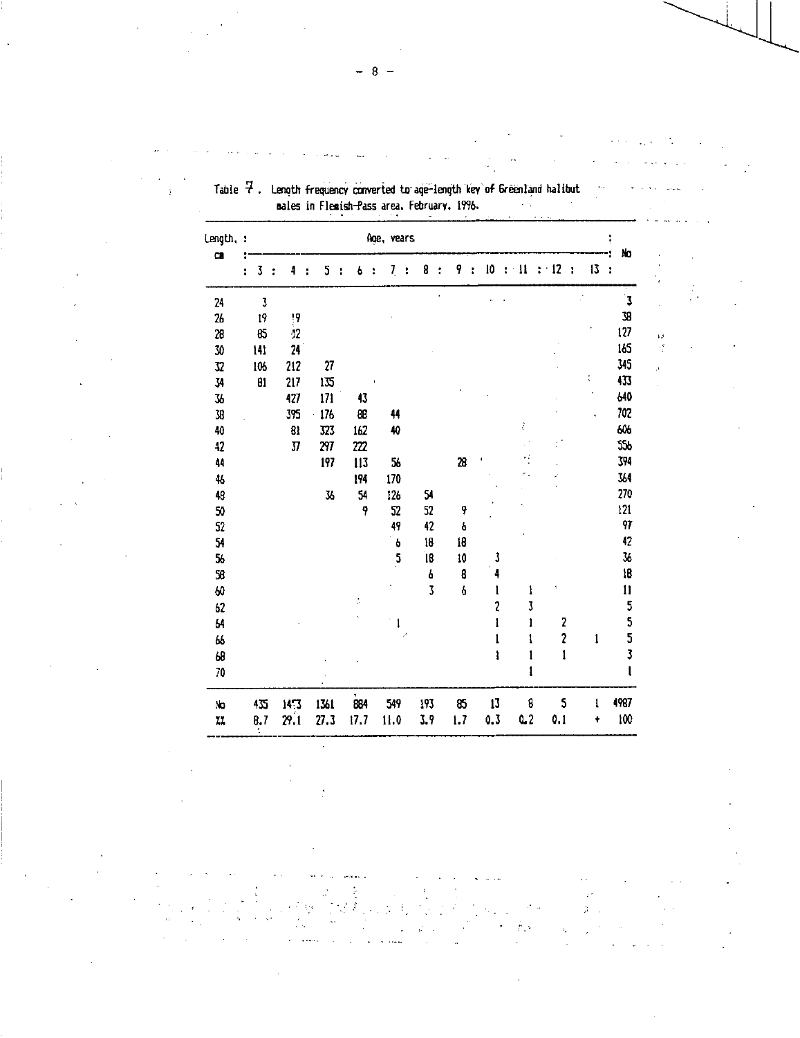Table 7. Length frequency converted to age-length key of Greenland halibut males in Flemish-Pass area. February, 1996.

| Length, cm | Age, years | | | | | | | | | | | No |
|---|---|---|---|---|---|---|---|---|---|---|---|---|
| | 3 | 4 | 5 | 6 | 7 | 8 | 9 | 10 | 11 | 12 | 13 | |
| 24 | 3 | | | | | | | | | | | 3 |
| 26 | 19 | 19 | | | | | | | | | | 38 |
| 28 | 85 | 42 | | | | | | | | | | 127 |
| 30 | 141 | 24 | | | | | | | | | | 165 |
| 32 | 106 | 212 | 27 | | | | | | | | | 345 |
| 34 | 81 | 217 | 135 | | | | | | | | | 433 |
| 36 | | 427 | 171 | 43 | | | | | | | | 640 |
| 38 | | 395 | 176 | 88 | 44 | | | | | | | 702 |
| 40 | | 81 | 323 | 162 | 40 | | | | | | | 606 |
| 42 | | 37 | 297 | 222 | | | | | | | | 556 |
| 44 | | | 197 | 113 | 56 | | 28 | | | | | 394 |
| 46 | | | | 194 | 170 | | | | | | | 364 |
| 48 | | | 36 | 54 | 126 | 54 | | | | | | 270 |
| 50 | | | | 9 | 52 | 52 | 9 | | | | | 121 |
| 52 | | | | | 49 | 42 | 6 | | | | | 97 |
| 54 | | | | | 6 | 18 | 18 | | | | | 42 |
| 56 | | | | | 5 | 18 | 10 | 3 | | | | 36 |
| 58 | | | | | | 6 | 8 | 4 | | | | 18 |
| 60 | | | | | | 3 | 6 | 1 | 1 | | | 11 |
| 62 | | | | | | | | 2 | 3 | | | 5 |
| 64 | | | | | 1 | | | 1 | 1 | 2 | | 5 |
| 66 | | | | | | | | 1 | 1 | 2 | 1 | 5 |
| 68 | | | | | | | | 1 | 1 | 1 | | 3 |
| 70 | | | | | | | | | 1 | | | 1 |
| No | 435 | 1453 | 1361 | 884 | 549 | 193 | 85 | 13 | 8 | 5 | 1 | 4987 |
| % | 8.7 | 29.1 | 27.3 | 17.7 | 11.0 | 3.9 | 1.7 | 0.3 | 0.2 | 0.1 | + | 100 |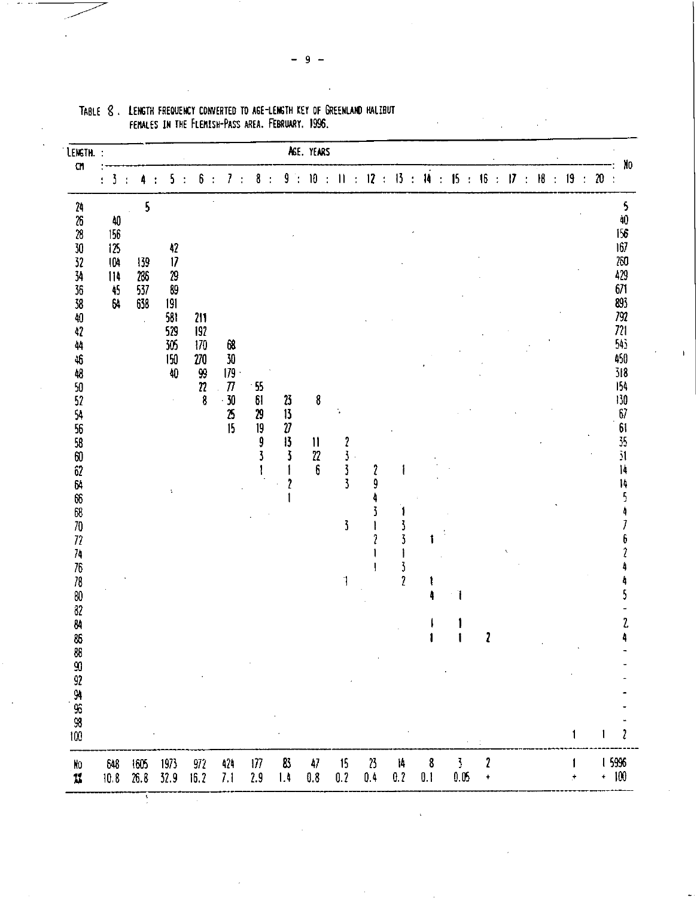TABLE 8. LENGTH FREQUENCY CONVERTED TO AGE-LENGTH KEY OF GREENLAND HALIBUT FEMALES IN THE FLEMISH-PASS AREA. FEBRUARY, 1996.

| LENGTH. CM | AGE. YEARS | | | | | | | | | | | | | | | | | | No |
|---|---|---|---|---|---|---|---|---|---|---|---|---|---|---|---|---|---|---|---|
| | 3 | 4 | 5 | 6 | 7 | 8 | 9 | 10 | 11 | 12 | 13 | 14 | 15 | 16 | 17 | 18 | 19 | 20 | |
| 24 | | 5 | | | | | | | | | | | | | | | | | 5 |
| 26 | 40 | | | | | | | | | | | | | | | | | | 40 |
| 28 | 156 | | | | | | | | | | | | | | | | | | 156 |
| 30 | 125 | | 42 | | | | | | | | | | | | | | | | 167 |
| 32 | 104 | 139 | 17 | | | | | | | | | | | | | | | | 260 |
| 34 | 114 | 286 | 29 | | | | | | | | | | | | | | | | 429 |
| 36 | 45 | 537 | 89 | | | | | | | | | | | | | | | | 671 |
| 38 | 64 | 638 | 191 | | | | | | | | | | | | | | | | 893 |
| 40 | | | 581 | 211 | | | | | | | | | | | | | | | 792 |
| 42 | | | 529 | 192 | | | | | | | | | | | | | | | 721 |
| 44 | | | 305 | 170 | 68 | | | | | | | | | | | | | | 543 |
| 46 | | | 150 | 270 | 30 | | | | | | | | | | | | | | 450 |
| 48 | | | 40 | 99 | 179 | | | | | | | | | | | | | | 318 |
| 50 | | | | 22 | 77 | 55 | | | | | | | | | | | | | 154 |
| 52 | | | | 8 | 30 | 61 | 23 | 8 | | | | | | | | | | | 130 |
| 54 | | | | | 25 | 29 | 13 | | | | | | | | | | | | 67 |
| 56 | | | | | 15 | 19 | 27 | | | | | | | | | | | | 61 |
| 58 | | | | | | 9 | 13 | 11 | 2 | | | | | | | | | | 35 |
| 60 | | | | | | 3 | 3 | 22 | 3 | | | | | | | | | | 31 |
| 62 | | | | | | 1 | 1 | 6 | 3 | 2 | 1 | | | | | | | | 14 |
| 64 | | | | | | | 2 | | 3 | 9 | | | | | | | | | 14 |
| 66 | | | | | | | 1 | | | 4 | | | | | | | | | 5 |
| 68 | | | | | | | | | | 3 | 1 | | | | | | | | 4 |
| 70 | | | | | | | | | 3 | 1 | 3 | | | | | | | | 7 |
| 72 | | | | | | | | | | 2 | 3 | 1 | | | | | | | 6 |
| 74 | | | | | | | | | | 1 | 1 | | | | | | | | 2 |
| 76 | | | | | | | | | | 1 | 3 | | | | | | | | 4 |
| 78 | | | | | | | | | 1 | | 2 | 1 | | | | | | | 4 |
| 80 | | | | | | | | | | | | 4 | 1 | | | | | | 5 |
| 82 | | | | | | | | | | | | | | | | | | | - |
| 84 | | | | | | | | | | | | 1 | 1 | | | | | | 2 |
| 86 | | | | | | | | | | | | 1 | 1 | 2 | | | | | 4 |
| 88 | | | | | | | | | | | | | | | | | | | - |
| 90 | | | | | | | | | | | | | | | | | | | - |
| 92 | | | | | | | | | | | | | | | | | | | - |
| 94 | | | | | | | | | | | | | | | | | | | - |
| 96 | | | | | | | | | | | | | | | | | | | - |
| 98 | | | | | | | | | | | | | | | | | | | - |
| 100 | | | | | | | | | | | | | | | | | 1 | 1 | 2 |
| No | 648 | 1605 | 1973 | 972 | 424 | 177 | 83 | 47 | 15 | 23 | 14 | 8 | 3 | 2 | | | 1 | 1 | 5996 |
| % | 10.8 | 26.8 | 32.9 | 16.2 | 7.1 | 2.9 | 1.4 | 0.8 | 0.2 | 0.4 | 0.2 | 0.1 | 0.05 | + | | | + | + | 100 |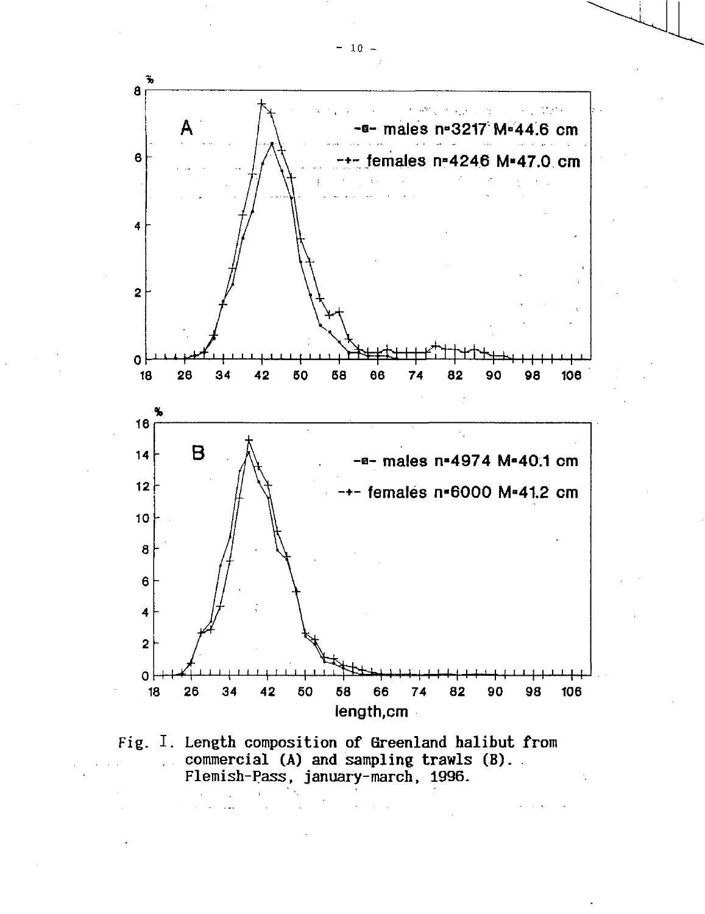Fig. I. Length composition of Greenland halibut from commercial (A) and sampling trawls (B). Flemish-Pass, january-march, 1996.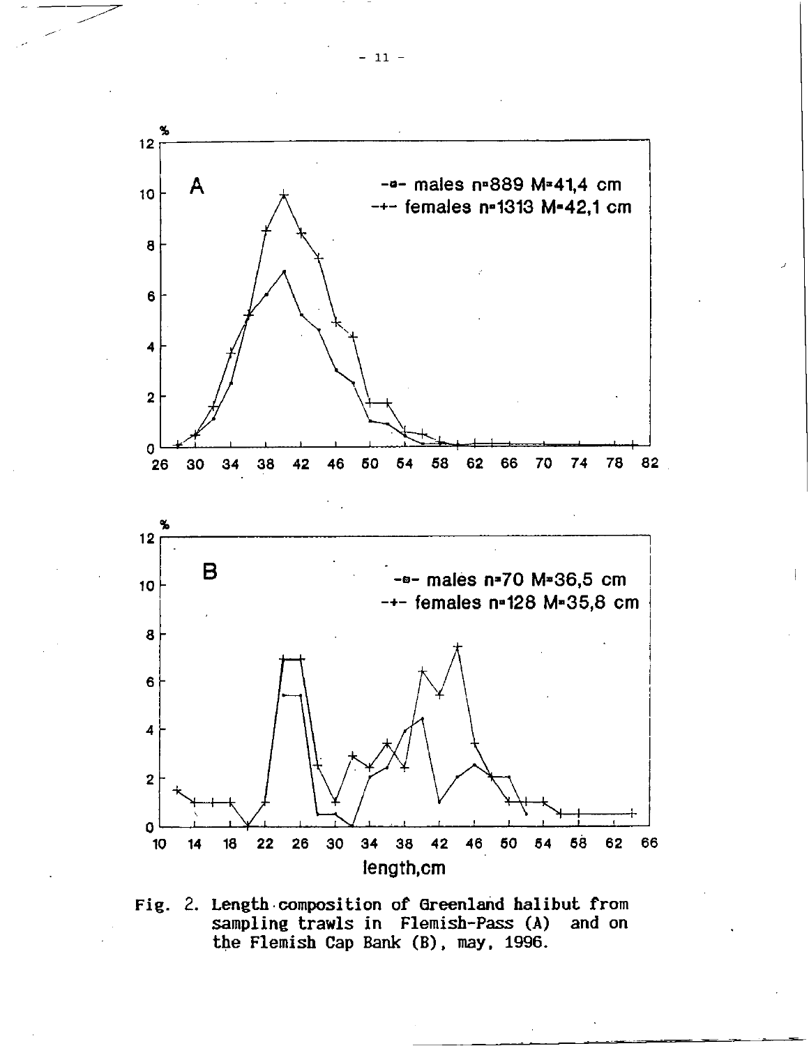A

-▫- males n=889 M=41,4 cm
-+- females n=1313 M=42,1 cm

%

12
10
8
6
4
2
0

26 30 34 38 42 46 50 54 58 62 66 70 74 78 82

B

-▫- males n=70 M=36,5 cm
-+- females n=128 M=35,8 cm

%

12
10
8
6
4
2
0

10 14 18 22 26 30 34 38 42 46 50 54 58 62 66

length,cm

Fig. 2. Length composition of Greenland halibut from sampling trawls in Flemish-Pass (A) and on the Flemish Cap Bank (B), may, 1996.